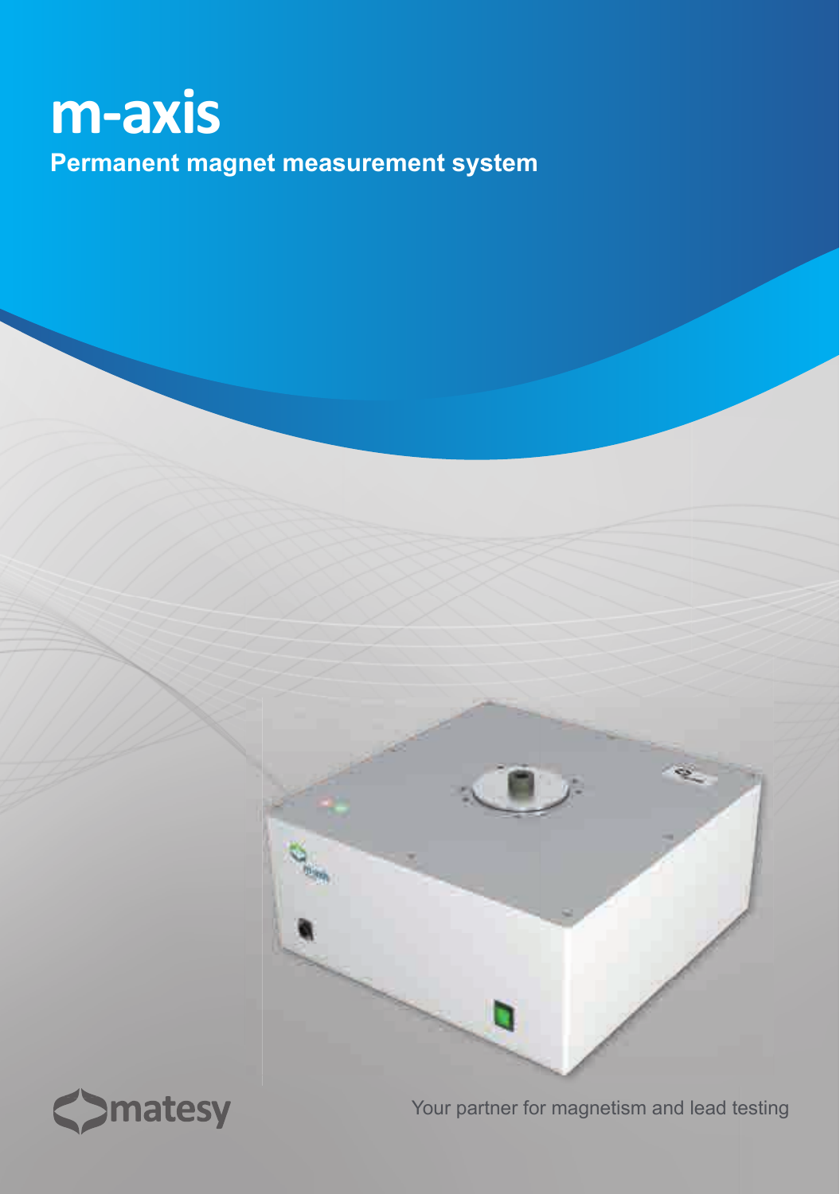# m-axis

**Permanent magnet measurement system**

matesy

Your partner for magnetism and lead testing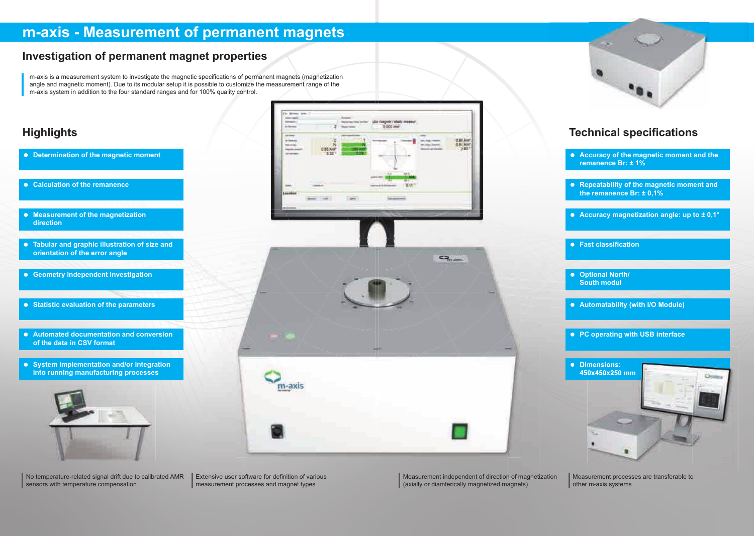# m-axis - Measurement of permanent magnets

## Investigation of permanent magnet properties

m-axis is a measurement system to investigate the magnetic specifications of permanent magnets (magnetization angle and magnetic moment). Due to its modular setup it is possible to customize the measurement range of the m-axis system in addition to the four standard ranges and for 100% quality control.

## Highlights

- **Determination of the magnetic moment**
- **Calculation of the remanence**
- **Measurement of the magnetization direction**
- **Tabular and graphic illustration of size and orientation of the error angle**
- **Geometry independent investigation**
- **Statistic evaluation of the parameters**
- **Automated documentation and conversion of the data in CSV format**
- **System implementation and/or integration into running manufacturing processes**

## Technical specifications

- **Accuracy of the magnetic moment and the remanence Br: ± 1%**
- **Repeatability of the magnetic moment and the remanence Br: ± 0,1%**
- **Accuracy magnetization angle: up to ± 0,1°**
- **Fast classification**
- **Optional North/ South modul**
- **Automatability (with I/O Module)**
- **PC operating with USB interface**
- **Dimensions: 450x450x250 mm**

No temperature-related signal drift due to calibrated AMR sensors with temperature compensation

Extensive user software for definition of various measurement processes and magnet types

Measurement independent of direction of magnetization (axially or diamterically magnetized magnets)

Measurement processes are transferable to other m-axis systems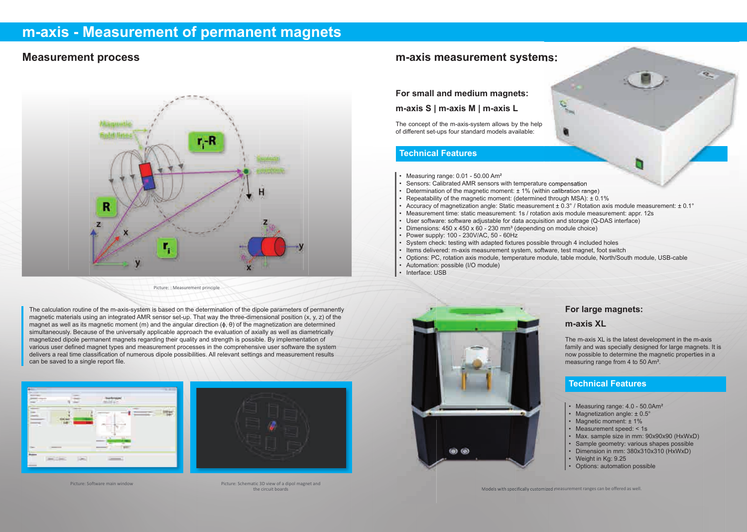# m-axis - Measurement of permanent magnets

## Measurement process

Picture: : Measurement principle

The calculation routine of the m-axis-system is based on the determination of the dipole parameters of permanently magnetic materials using an integrated AMR sensor set-up. That way the three-dimensional position (x, y, z) of the magnet as well as its magnetic moment (m) and the angular direction (ϕ, θ) of the magnetization are determined simultaneously. Because of the universally applicable approach the evaluation of axially as well as diametrically magnetized dipole permanent magnets regarding their quality and strength is possible. By implementation of various user defined magnet types and measurement processes in the comprehensive user software the system delivers a real time classification of numerous dipole possibilities. All relevant settings and measurement results can be saved to a single report file.

Picture: Software main window

Picture: Schematic 3D view of a dipol magnet and the circuit boards

## m-axis measurement systems:

### For small and medium magnets:

### m-axis S | m-axis M | m-axis L

The concept of the m-axis-system allows by the help of different set-ups four standard models available:

### Technical Features

- Measuring range: 0.01 - 50.00 Am²
- Sensors: Calibrated AMR sensors with temperature compensation
- Determination of the magnetic moment: ± 1% (within calibration range)
- Repeatability of the magnetic moment: (determined through MSA): ± 0.1%
- Accuracy of magnetization angle: Static measurement ± 0.3° / Rotation axis module measurement: ± 0.1°
- Measurement time: static measurement: 1s / rotation axis module measurement: appr. 12s
- User software: software adjustable for data acquisition and storage (Q-DAS interface)
- Dimensions: 450 x 450 x 60 - 230 mm³ (depending on module choice)
- Power supply: 100 - 230V/AC, 50 - 60Hz
- System check: testing with adapted fixtures possible through 4 included holes
- Items delivered: m-axis measurement system, software, test magnet, foot switch
- Options: PC, rotation axis module, temperature module, table module, North/South module, USB-cable
- Automation: possible (I/O module)
- Interface: USB

### For large magnets:

### m-axis XL

The m-axis XL is the latest development in the m-axis family and was specially designed for large magnets. It is now possible to determine the magnetic properties in a measuring range from 4 to 50 Am².

### Technical Features

- Measuring range: 4.0 - 50.0Am²
- Magnetization angle: ± 0.5°
- Magnetic moment: ± 1%
- Measurement speed: < 1s
- Max. sample size in mm: 90x90x90 (HxWxD)
- Sample geometry: various shapes possible
- Dimension in mm: 380x310x310 (HxWxD)
- Weight in Kg: 9.25
- Options: automation possible

Models with specifically customized measurement ranges can be offered as well.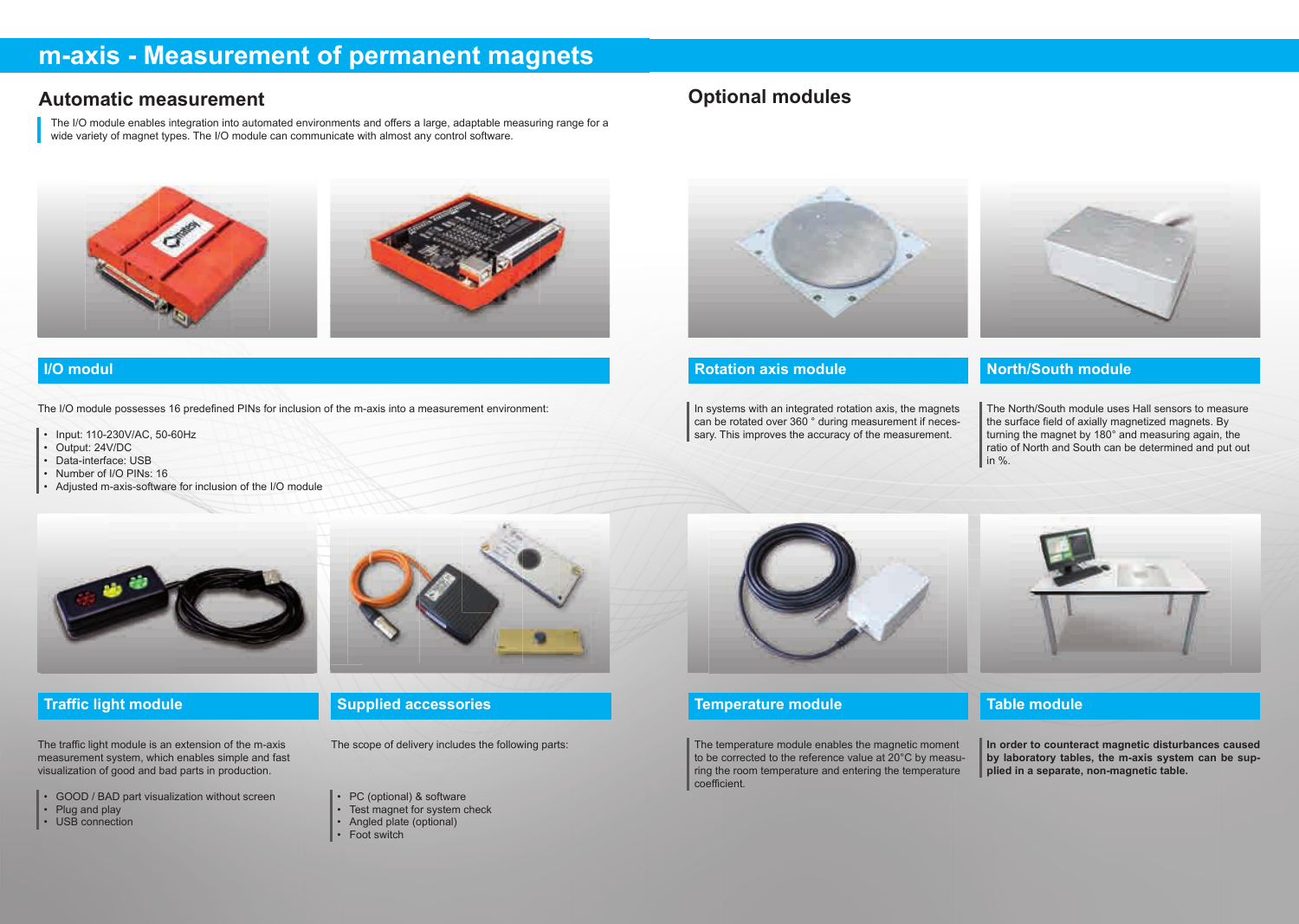# m-axis - Measurement of permanent magnets

## Automatic measurement

The I/O module enables integration into automated environments and offers a large, adaptable measuring range for a wide variety of magnet types. The I/O module can communicate with almost any control software.

### I/O modul

The I/O module possesses 16 predefined PINs for inclusion of the m-axis into a measurement environment:

- Input: 110-230V/AC, 50-60Hz
- Output: 24V/DC
- Data-interface: USB
- Number of I/O PINs: 16
- Adjusted m-axis-software for inclusion of the I/O module

### Traffic light module

The traffic light module is an extension of the m-axis measurement system, which enables simple and fast visualization of good and bad parts in production.

- GOOD / BAD part visualization without screen
- Plug and play
- USB connection

### Supplied accessories

The scope of delivery includes the following parts:

- PC (optional) & software
- Test magnet for system check
- Angled plate (optional)
- Foot switch

## Optional modules

### Rotation axis module

In systems with an integrated rotation axis, the magnets can be rotated over 360 ° during measurement if necessary. This improves the accuracy of the measurement.

### North/South module

The North/South module uses Hall sensors to measure the surface field of axially magnetized magnets. By turning the magnet by 180° and measuring again, the ratio of North and South can be determined and put out in %.

### Temperature module

The temperature module enables the magnetic moment to be corrected to the reference value at 20°C by measuring the room temperature and entering the temperature coefficient.

### Table module

**In order to counteract magnetic disturbances caused by laboratory tables, the m-axis system can be supplied in a separate, non-magnetic table.**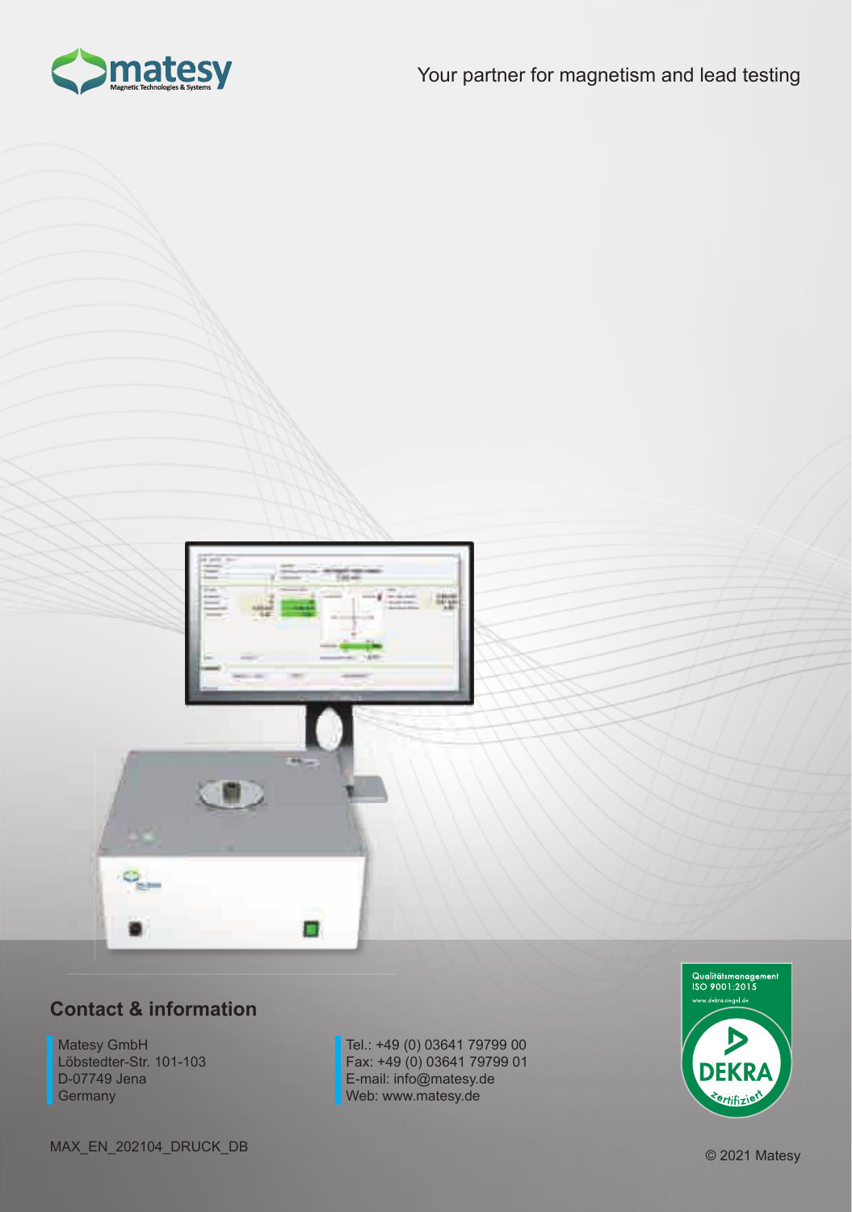Your partner for magnetism and lead testing

## Contact & information

Matesy GmbH
Löbstedter-Str. 101-103
D-07749 Jena
Germany

Tel.: +49 (0) 03641 79799 00
Fax: +49 (0) 03641 79799 01
E-mail: info@matesy.de
Web: www.matesy.de

Qualitätsmanagement
ISO 9001:2015
www.dekra-siegel.de
DEKRA
zertifiziert

MAX_EN_202104_DRUCK_DB

© 2021 Matesy